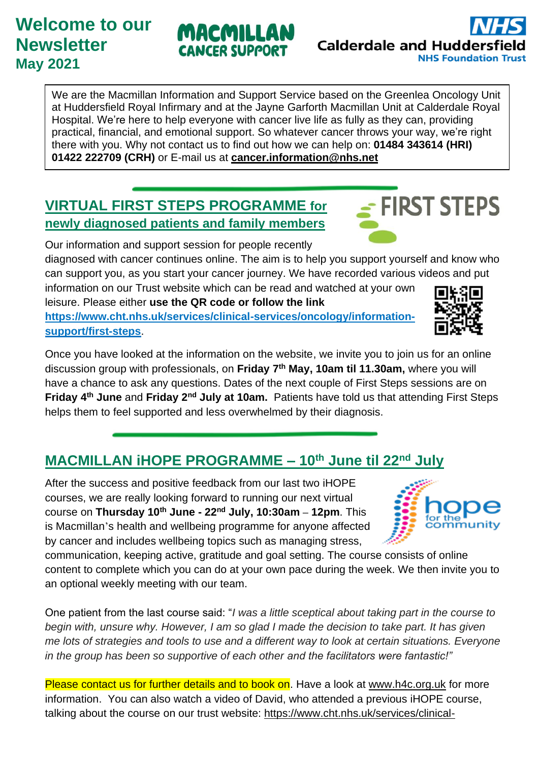# Welcome to our Newsletter May 2021

MACMILLAN CANCER SUPPORT

NHS Calderdale and Huddersfield NHS Foundation Trust

We are the Macmillan Information and Support Service based on the Greenlea Oncology Unit at Huddersfield Royal Infirmary and at the Jayne Garforth Macmillan Unit at Calderdale Royal Hospital. We're here to help everyone with cancer live life as fully as they can, providing practical, financial, and emotional support. So whatever cancer throws your way, we're right there with you. Why not contact us to find out how we can help on: **01484 343614 (HRI) 01422 222709 (CRH)** or E-mail us at **cancer.information@nhs.net**

## VIRTUAL FIRST STEPS PROGRAMME for newly diagnosed patients and family members

FIRST STEPS

Our information and support session for people recently diagnosed with cancer continues online. The aim is to help you support yourself and know who can support you, as you start your cancer journey. We have recorded various videos and put information on our Trust website which can be read and watched at your own leisure. Please either **use the QR code or follow the link** **https://www.cht.nhs.uk/services/clinical-services/oncology/information-support/first-steps**.

Once you have looked at the information on the website, we invite you to join us for an online discussion group with professionals, on **Friday 7th May, 10am til 11.30am,** where you will have a chance to ask any questions. Dates of the next couple of First Steps sessions are on **Friday 4th June** and **Friday 2nd July at 10am.** Patients have told us that attending First Steps helps them to feel supported and less overwhelmed by their diagnosis.

## MACMILLAN iHOPE PROGRAMME – 10th June til 22nd July

hope for the community

After the success and positive feedback from our last two iHOPE courses, we are really looking forward to running our next virtual course on **Thursday 10th June - 22nd July, 10:30am – 12pm**. This is Macmillan's health and wellbeing programme for anyone affected by cancer and includes wellbeing topics such as managing stress, communication, keeping active, gratitude and goal setting. The course consists of online content to complete which you can do at your own pace during the week. We then invite you to an optional weekly meeting with our team.

One patient from the last course said: "*I was a little sceptical about taking part in the course to begin with, unsure why. However, I am so glad I made the decision to take part. It has given me lots of strategies and tools to use and a different way to look at certain situations. Everyone in the group has been so supportive of each other and the facilitators were fantastic!"*

Please contact us for further details and to book on. Have a look at www.h4c.org.uk for more information. You can also watch a video of David, who attended a previous iHOPE course, talking about the course on our trust website: https://www.cht.nhs.uk/services/clinical-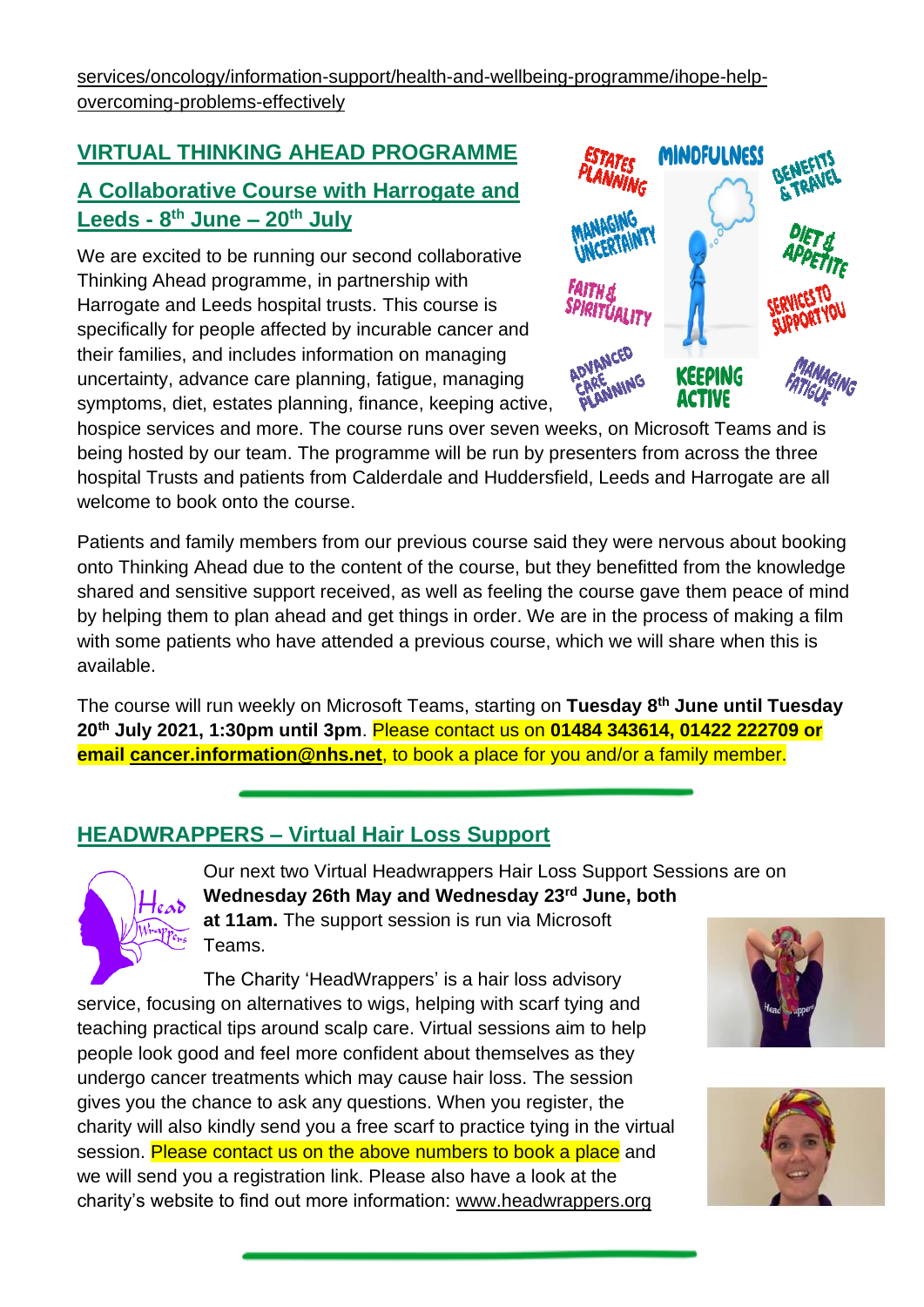services/oncology/information-support/health-and-wellbeing-programme/ihope-help-overcoming-problems-effectively

## VIRTUAL THINKING AHEAD PROGRAMME

### A Collaborative Course with Harrogate and Leeds - 8th June – 20th July

We are excited to be running our second collaborative Thinking Ahead programme, in partnership with Harrogate and Leeds hospital trusts. This course is specifically for people affected by incurable cancer and their families, and includes information on managing uncertainty, advance care planning, fatigue, managing symptoms, diet, estates planning, finance, keeping active, hospice services and more. The course runs over seven weeks, on Microsoft Teams and is being hosted by our team. The programme will be run by presenters from across the three hospital Trusts and patients from Calderdale and Huddersfield, Leeds and Harrogate are all welcome to book onto the course.

Patients and family members from our previous course said they were nervous about booking onto Thinking Ahead due to the content of the course, but they benefitted from the knowledge shared and sensitive support received, as well as feeling the course gave them peace of mind by helping them to plan ahead and get things in order. We are in the process of making a film with some patients who have attended a previous course, which we will share when this is available.

The course will run weekly on Microsoft Teams, starting on **Tuesday 8th June until Tuesday 20th July 2021, 1:30pm until 3pm**. Please contact us on **01484 343614, 01422 222709 or email cancer.information@nhs.net**, to book a place for you and/or a family member.

## HEADWRAPPERS – Virtual Hair Loss Support

Our next two Virtual Headwrappers Hair Loss Support Sessions are on **Wednesday 26th May and Wednesday 23rd June, both at 11am.** The support session is run via Microsoft Teams.

The Charity 'HeadWrappers' is a hair loss advisory service, focusing on alternatives to wigs, helping with scarf tying and teaching practical tips around scalp care. Virtual sessions aim to help people look good and feel more confident about themselves as they undergo cancer treatments which may cause hair loss. The session gives you the chance to ask any questions. When you register, the charity will also kindly send you a free scarf to practice tying in the virtual session. Please contact us on the above numbers to book a place and we will send you a registration link. Please also have a look at the charity's website to find out more information: www.headwrappers.org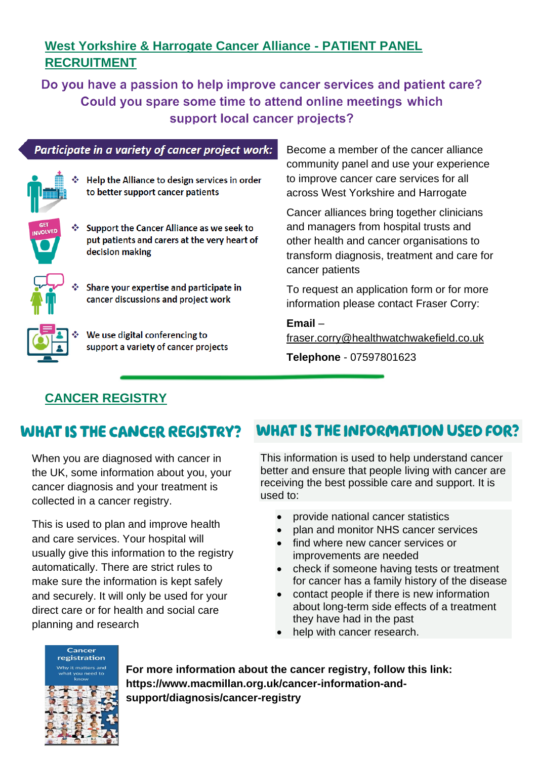## West Yorkshire & Harrogate Cancer Alliance - PATIENT PANEL RECRUITMENT

**Do you have a passion to help improve cancer services and patient care? Could you spare some time to attend online meetings which support local cancer projects?**

***Participate in a variety of cancer project work:***

- Help the Alliance to design services in order to better support cancer patients
- Support the Cancer Alliance as we seek to put patients and carers at the very heart of decision making
- Share your expertise and participate in cancer discussions and project work
- We use digital conferencing to support a variety of cancer projects

Become a member of the cancer alliance community panel and use your experience to improve cancer care services for all across West Yorkshire and Harrogate

Cancer alliances bring together clinicians and managers from hospital trusts and other health and cancer organisations to transform diagnosis, treatment and care for cancer patients

To request an application form or for more information please contact Fraser Corry:

**Email** – fraser.corry@healthwatchwakefield.co.uk

**Telephone** - 07597801623

## CANCER REGISTRY

### WHAT IS THE CANCER REGISTRY?

When you are diagnosed with cancer in the UK, some information about you, your cancer diagnosis and your treatment is collected in a cancer registry.

This is used to plan and improve health and care services. Your hospital will usually give this information to the registry automatically. There are strict rules to make sure the information is kept safely and securely. It will only be used for your direct care or for health and social care planning and research

### WHAT IS THE INFORMATION USED FOR?

This information is used to help understand cancer better and ensure that people living with cancer are receiving the best possible care and support. It is used to:

- provide national cancer statistics
- plan and monitor NHS cancer services
- find where new cancer services or improvements are needed
- check if someone having tests or treatment for cancer has a family history of the disease
- contact people if there is new information about long-term side effects of a treatment they have had in the past
- help with cancer research.

**For more information about the cancer registry, follow this link: https://www.macmillan.org.uk/cancer-information-and-support/diagnosis/cancer-registry**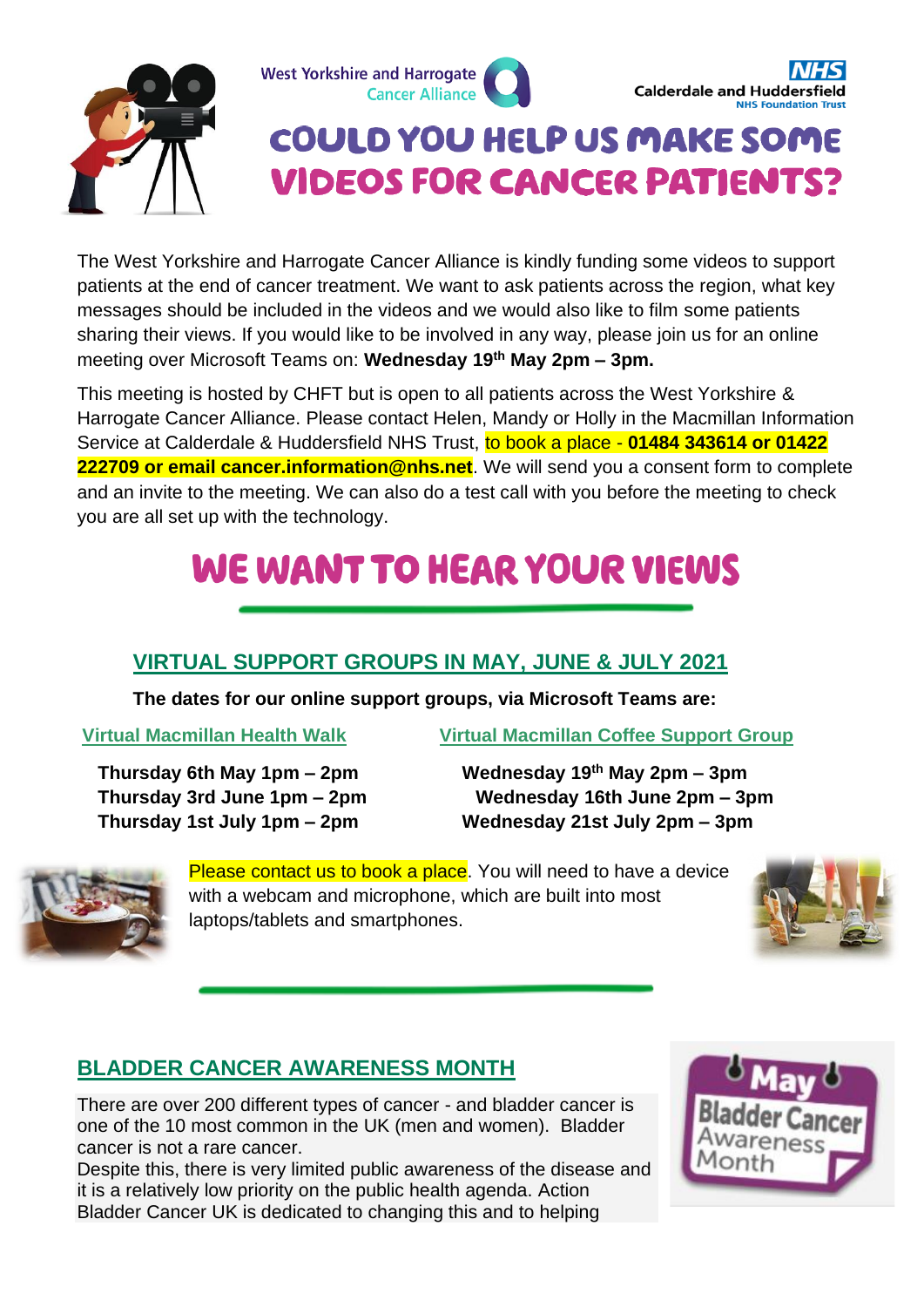West Yorkshire and Harrogate Cancer Alliance

Calderdale and Huddersfield NHS Foundation Trust

# COULD YOU HELP US MAKE SOME VIDEOS FOR CANCER PATIENTS?

The West Yorkshire and Harrogate Cancer Alliance is kindly funding some videos to support patients at the end of cancer treatment. We want to ask patients across the region, what key messages should be included in the videos and we would also like to film some patients sharing their views. If you would like to be involved in any way, please join us for an online meeting over Microsoft Teams on: **Wednesday 19th May 2pm – 3pm.**

This meeting is hosted by CHFT but is open to all patients across the West Yorkshire & Harrogate Cancer Alliance. Please contact Helen, Mandy or Holly in the Macmillan Information Service at Calderdale & Huddersfield NHS Trust, to book a place - **01484 343614 or 01422 222709 or email cancer.information@nhs.net**. We will send you a consent form to complete and an invite to the meeting. We can also do a test call with you before the meeting to check you are all set up with the technology.

# WE WANT TO HEAR YOUR VIEWS

## VIRTUAL SUPPORT GROUPS IN MAY, JUNE & JULY 2021

**The dates for our online support groups, via Microsoft Teams are:**

### Virtual Macmillan Health Walk

**Thursday 6th May 1pm – 2pm**
**Thursday 3rd June 1pm – 2pm**
**Thursday 1st July 1pm – 2pm**

### Virtual Macmillan Coffee Support Group

**Wednesday 19th May 2pm – 3pm**
**Wednesday 16th June 2pm – 3pm**
**Wednesday 21st July 2pm – 3pm**

Please contact us to book a place. You will need to have a device with a webcam and microphone, which are built into most laptops/tablets and smartphones.

## BLADDER CANCER AWARENESS MONTH

There are over 200 different types of cancer - and bladder cancer is one of the 10 most common in the UK (men and women). Bladder cancer is not a rare cancer.
Despite this, there is very limited public awareness of the disease and it is a relatively low priority on the public health agenda. Action Bladder Cancer UK is dedicated to changing this and to helping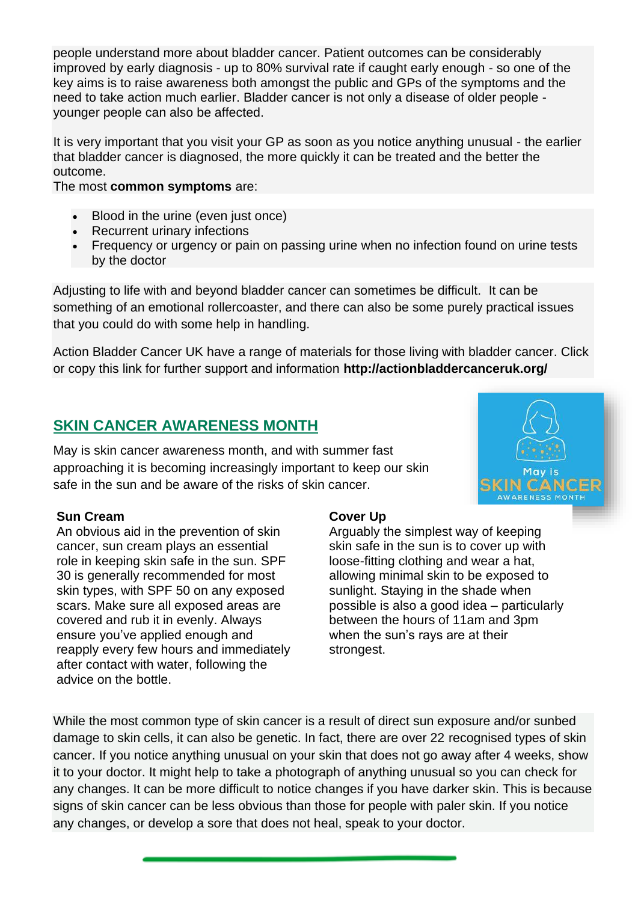people understand more about bladder cancer. Patient outcomes can be considerably improved by early diagnosis - up to 80% survival rate if caught early enough - so one of the key aims is to raise awareness both amongst the public and GPs of the symptoms and the need to take action much earlier. Bladder cancer is not only a disease of older people - younger people can also be affected.

It is very important that you visit your GP as soon as you notice anything unusual - the earlier that bladder cancer is diagnosed, the more quickly it can be treated and the better the outcome.

The most **common symptoms** are:

- Blood in the urine (even just once)
- Recurrent urinary infections
- Frequency or urgency or pain on passing urine when no infection found on urine tests by the doctor

Adjusting to life with and beyond bladder cancer can sometimes be difficult. It can be something of an emotional rollercoaster, and there can also be some purely practical issues that you could do with some help in handling.

Action Bladder Cancer UK have a range of materials for those living with bladder cancer. Click or copy this link for further support and information **http://actionbladdercanceruk.org/**

## SKIN CANCER AWARENESS MONTH

May is skin cancer awareness month, and with summer fast approaching it is becoming increasingly important to keep our skin safe in the sun and be aware of the risks of skin cancer.

May is SKIN CANCER AWARENESS MONTH

**Sun Cream**

An obvious aid in the prevention of skin cancer, sun cream plays an essential role in keeping skin safe in the sun. SPF 30 is generally recommended for most skin types, with SPF 50 on any exposed scars. Make sure all exposed areas are covered and rub it in evenly. Always ensure you've applied enough and reapply every few hours and immediately after contact with water, following the advice on the bottle.

**Cover Up**

Arguably the simplest way of keeping skin safe in the sun is to cover up with loose-fitting clothing and wear a hat, allowing minimal skin to be exposed to sunlight. Staying in the shade when possible is also a good idea – particularly between the hours of 11am and 3pm when the sun's rays are at their strongest.

While the most common type of skin cancer is a result of direct sun exposure and/or sunbed damage to skin cells, it can also be genetic. In fact, there are over 22 recognised types of skin cancer. If you notice anything unusual on your skin that does not go away after 4 weeks, show it to your doctor. It might help to take a photograph of anything unusual so you can check for any changes. It can be more difficult to notice changes if you have darker skin. This is because signs of skin cancer can be less obvious than those for people with paler skin. If you notice any changes, or develop a sore that does not heal, speak to your doctor.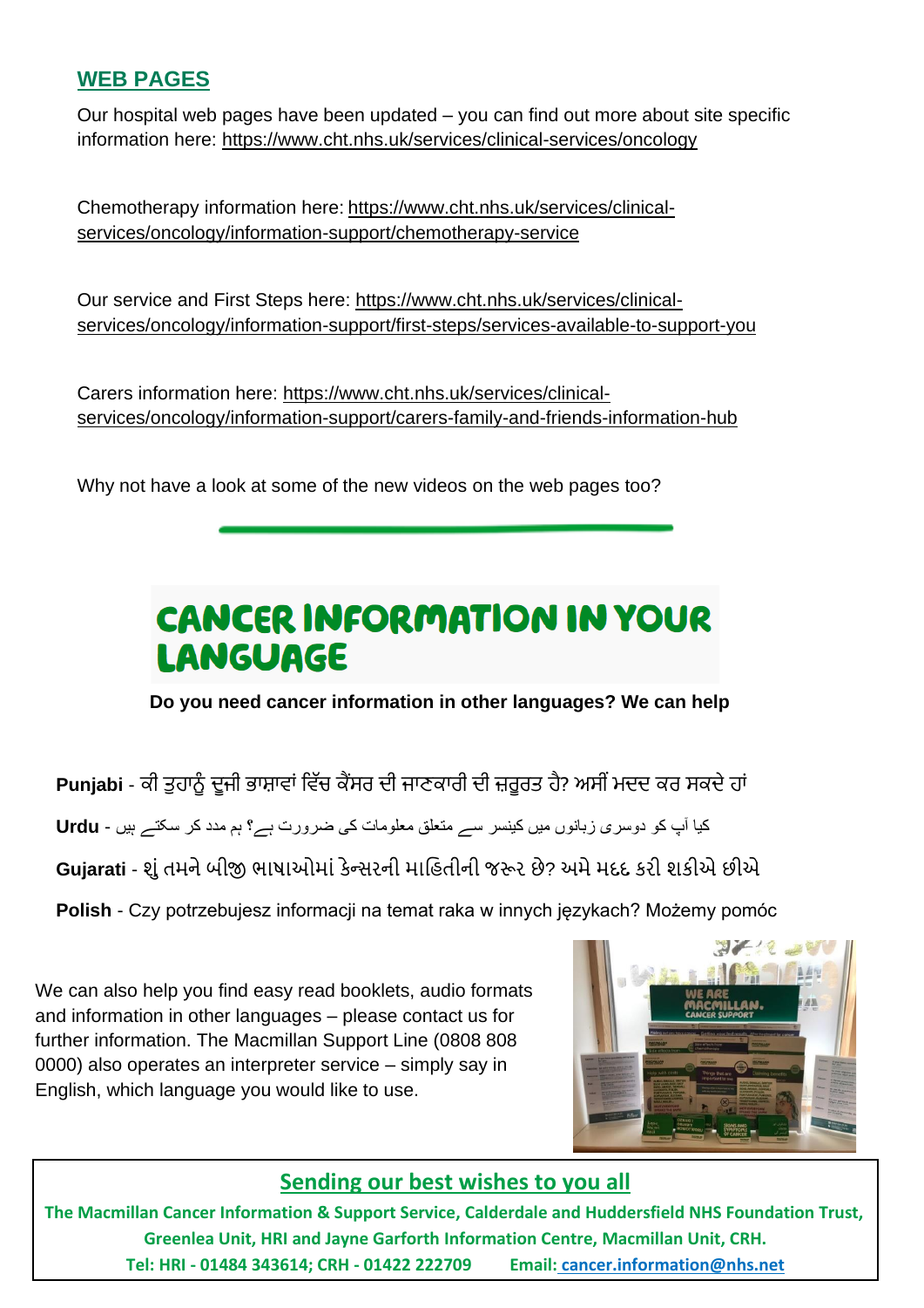## WEB PAGES

Our hospital web pages have been updated – you can find out more about site specific information here: https://www.cht.nhs.uk/services/clinical-services/oncology

Chemotherapy information here: https://www.cht.nhs.uk/services/clinical-services/oncology/information-support/chemotherapy-service

Our service and First Steps here: https://www.cht.nhs.uk/services/clinical-services/oncology/information-support/first-steps/services-available-to-support-you

Carers information here: https://www.cht.nhs.uk/services/clinical-services/oncology/information-support/carers-family-and-friends-information-hub

Why not have a look at some of the new videos on the web pages too?

## CANCER INFORMATION IN YOUR LANGUAGE

**Do you need cancer information in other languages? We can help**

**Punjabi** - ਕੀ ਤੁਹਾਨੂੰ ਦੂਜੀ ਭਾਸ਼ਾਵਾਂ ਵਿੱਚ ਕੈਂਸਰ ਦੀ ਜਾਣਕਾਰੀ ਦੀ ਜ਼ਰੂਰਤ ਹੈ? ਅਸੀਂ ਮਦਦ ਕਰ ਸਕਦੇ ਹਾਂ

**Urdu** - کیا آپ کو دوسری زبانوں میں کینسر سے متعلق معلومات کی ضرورت ہے؟ ہم مدد کر سکتے ہیں

**Gujarati** - શું તમને બીજી ભાષાઓમાં કેન્સરની માહિતીની જરૂર છે? અમે મદદ કરી શકીએ છીએ

**Polish** - Czy potrzebujesz informacji na temat raka w innych językach? Możemy pomóc

We can also help you find easy read booklets, audio formats and information in other languages – please contact us for further information. The Macmillan Support Line (0808 808 0000) also operates an interpreter service – simply say in English, which language you would like to use.

**Sending our best wishes to you all**

**The Macmillan Cancer Information & Support Service, Calderdale and Huddersfield NHS Foundation Trust, Greenlea Unit, HRI and Jayne Garforth Information Centre, Macmillan Unit, CRH.**

**Tel: HRI - 01484 343614; CRH - 01422 222709 Email: cancer.information@nhs.net**